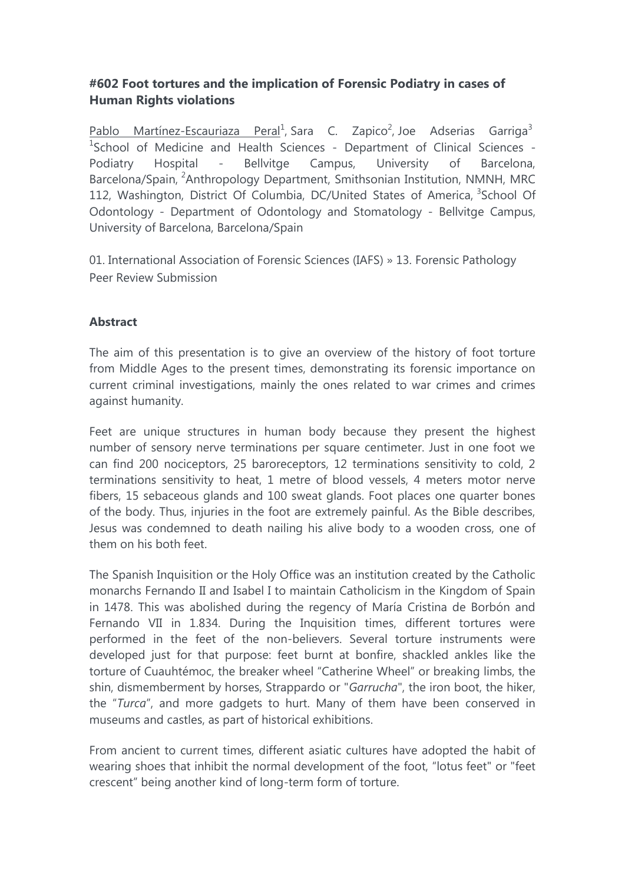### #602 Foot tortures and the implication of Forensic Podiatry in cases of Human Rights violations

Pablo Martínez-Escauriaza Peral[1], Sara C. Zapico[2], Joe Adserias Garriga[3]
[1]School of Medicine and Health Sciences - Department of Clinical Sciences - Podiatry Hospital - Bellvitge Campus, University of Barcelona, Barcelona/Spain, [2]Anthropology Department, Smithsonian Institution, NMNH, MRC 112, Washington, District Of Columbia, DC/United States of America, [3]School Of Odontology - Department of Odontology and Stomatology - Bellvitge Campus, University of Barcelona, Barcelona/Spain

01. International Association of Forensic Sciences (IAFS) » 13. Forensic Pathology
Peer Review Submission

#### Abstract

The aim of this presentation is to give an overview of the history of foot torture from Middle Ages to the present times, demonstrating its forensic importance on current criminal investigations, mainly the ones related to war crimes and crimes against humanity.

Feet are unique structures in human body because they present the highest number of sensory nerve terminations per square centimeter. Just in one foot we can find 200 nociceptors, 25 baroreceptors, 12 terminations sensitivity to cold, 2 terminations sensitivity to heat, 1 metre of blood vessels, 4 meters motor nerve fibers, 15 sebaceous glands and 100 sweat glands. Foot places one quarter bones of the body. Thus, injuries in the foot are extremely painful. As the Bible describes, Jesus was condemned to death nailing his alive body to a wooden cross, one of them on his both feet.

The Spanish Inquisition or the Holy Office was an institution created by the Catholic monarchs Fernando II and Isabel I to maintain Catholicism in the Kingdom of Spain in 1478. This was abolished during the regency of María Cristina de Borbón and Fernando VII in 1.834. During the Inquisition times, different tortures were performed in the feet of the non-believers. Several torture instruments were developed just for that purpose: feet burnt at bonfire, shackled ankles like the torture of Cuauhtémoc, the breaker wheel "Catherine Wheel" or breaking limbs, the shin, dismemberment by horses, Strappardo or "*Garrucha*", the iron boot, the hiker, the "*Turca*", and more gadgets to hurt. Many of them have been conserved in museums and castles, as part of historical exhibitions.

From ancient to current times, different asiatic cultures have adopted the habit of wearing shoes that inhibit the normal development of the foot, "lotus feet" or "feet crescent" being another kind of long-term form of torture.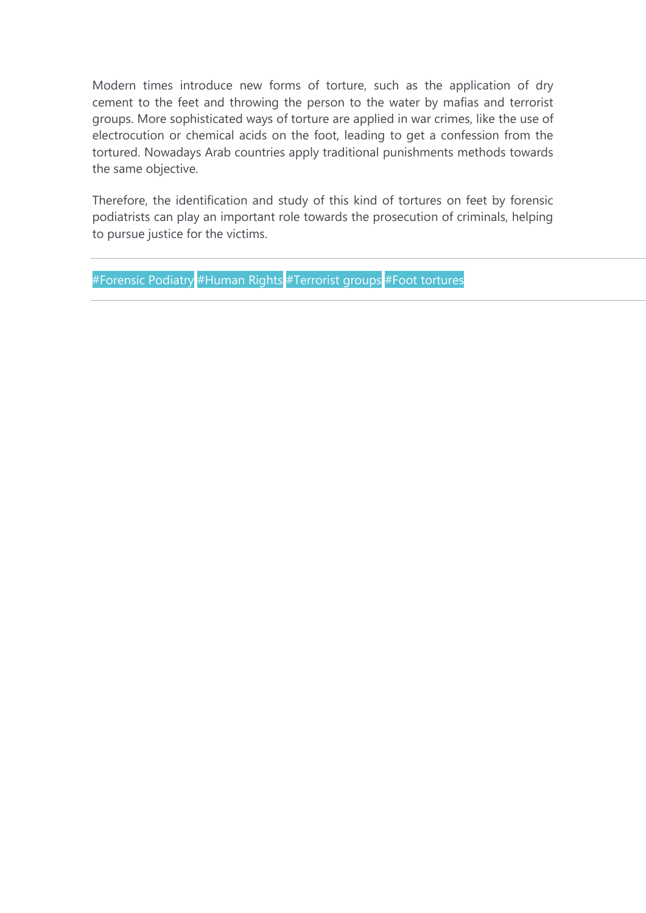Modern times introduce new forms of torture, such as the application of dry cement to the feet and throwing the person to the water by mafias and terrorist groups. More sophisticated ways of torture are applied in war crimes, like the use of electrocution or chemical acids on the foot, leading to get a confession from the tortured. Nowadays Arab countries apply traditional punishments methods towards the same objective.

Therefore, the identification and study of this kind of tortures on feet by forensic podiatrists can play an important role towards the prosecution of criminals, helping to pursue justice for the victims.

---

#Forensic Podiatry #Human Rights #Terrorist groups #Foot tortures

---